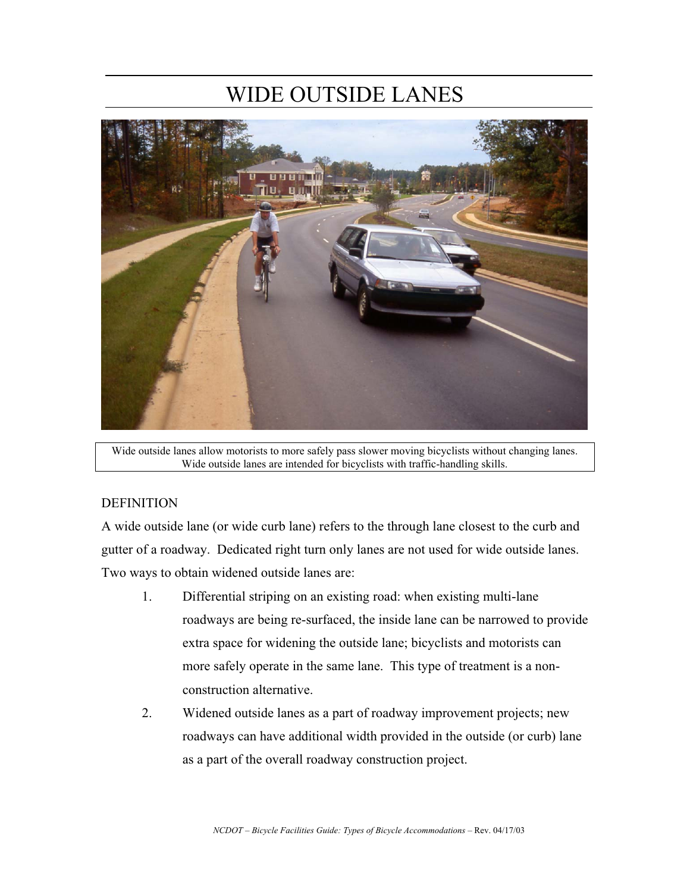# WIDE OUTSIDE LANES

Wide outside lanes allow motorists to more safely pass slower moving bicyclists without changing lanes. Wide outside lanes are intended for bicyclists with traffic-handling skills.

## DEFINITION

A wide outside lane (or wide curb lane) refers to the through lane closest to the curb and gutter of a roadway. Dedicated right turn only lanes are not used for wide outside lanes. Two ways to obtain widened outside lanes are:

1. Differential striping on an existing road: when existing multi-lane roadways are being re-surfaced, the inside lane can be narrowed to provide extra space for widening the outside lane; bicyclists and motorists can more safely operate in the same lane. This type of treatment is a non-construction alternative.
2. Widened outside lanes as a part of roadway improvement projects; new roadways can have additional width provided in the outside (or curb) lane as a part of the overall roadway construction project.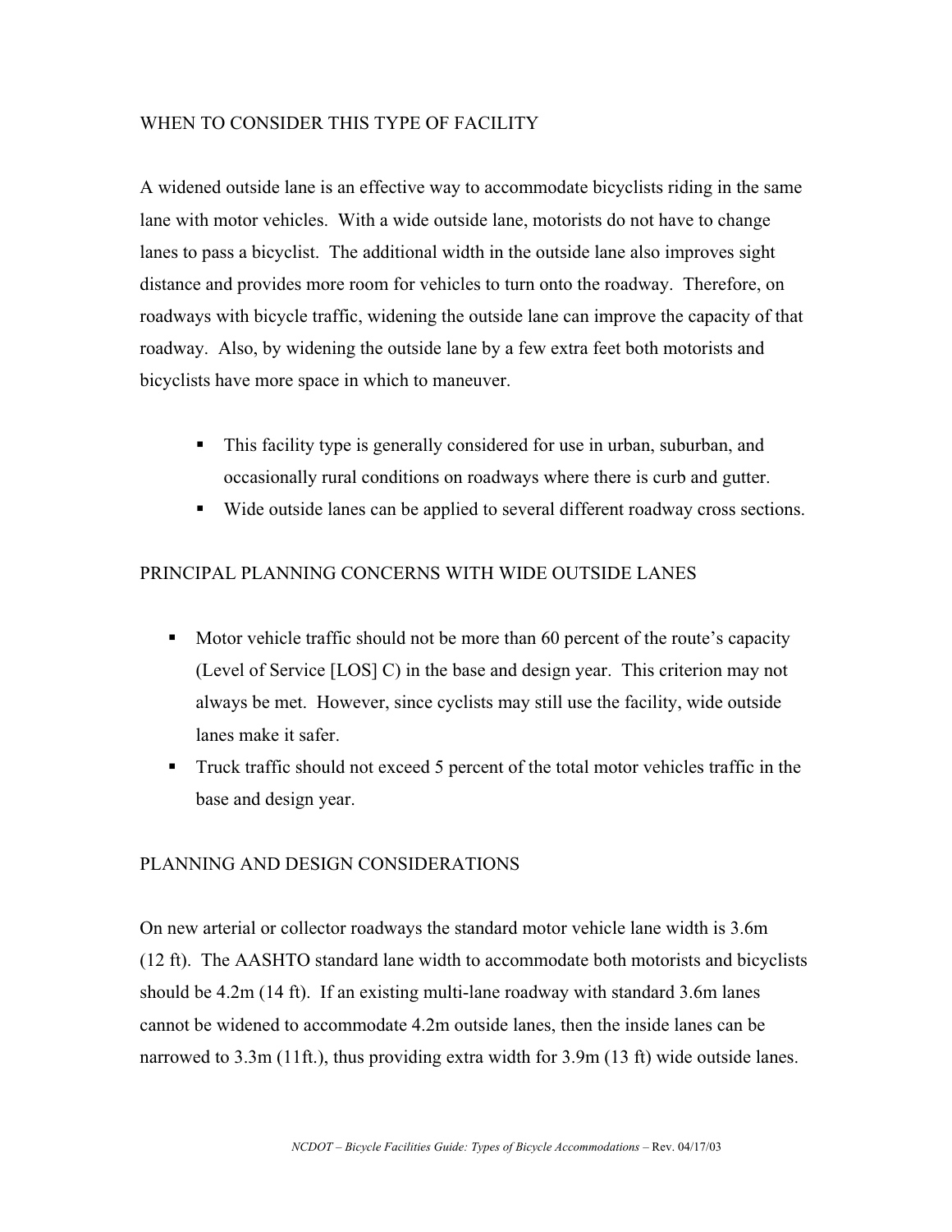## WHEN TO CONSIDER THIS TYPE OF FACILITY

A widened outside lane is an effective way to accommodate bicyclists riding in the same lane with motor vehicles. With a wide outside lane, motorists do not have to change lanes to pass a bicyclist. The additional width in the outside lane also improves sight distance and provides more room for vehicles to turn onto the roadway. Therefore, on roadways with bicycle traffic, widening the outside lane can improve the capacity of that roadway. Also, by widening the outside lane by a few extra feet both motorists and bicyclists have more space in which to maneuver.

- This facility type is generally considered for use in urban, suburban, and occasionally rural conditions on roadways where there is curb and gutter.
- Wide outside lanes can be applied to several different roadway cross sections.

## PRINCIPAL PLANNING CONCERNS WITH WIDE OUTSIDE LANES

- Motor vehicle traffic should not be more than 60 percent of the route's capacity (Level of Service [LOS] C) in the base and design year. This criterion may not always be met. However, since cyclists may still use the facility, wide outside lanes make it safer.
- Truck traffic should not exceed 5 percent of the total motor vehicles traffic in the base and design year.

## PLANNING AND DESIGN CONSIDERATIONS

On new arterial or collector roadways the standard motor vehicle lane width is 3.6m (12 ft). The AASHTO standard lane width to accommodate both motorists and bicyclists should be 4.2m (14 ft). If an existing multi-lane roadway with standard 3.6m lanes cannot be widened to accommodate 4.2m outside lanes, then the inside lanes can be narrowed to 3.3m (11ft.), thus providing extra width for 3.9m (13 ft) wide outside lanes.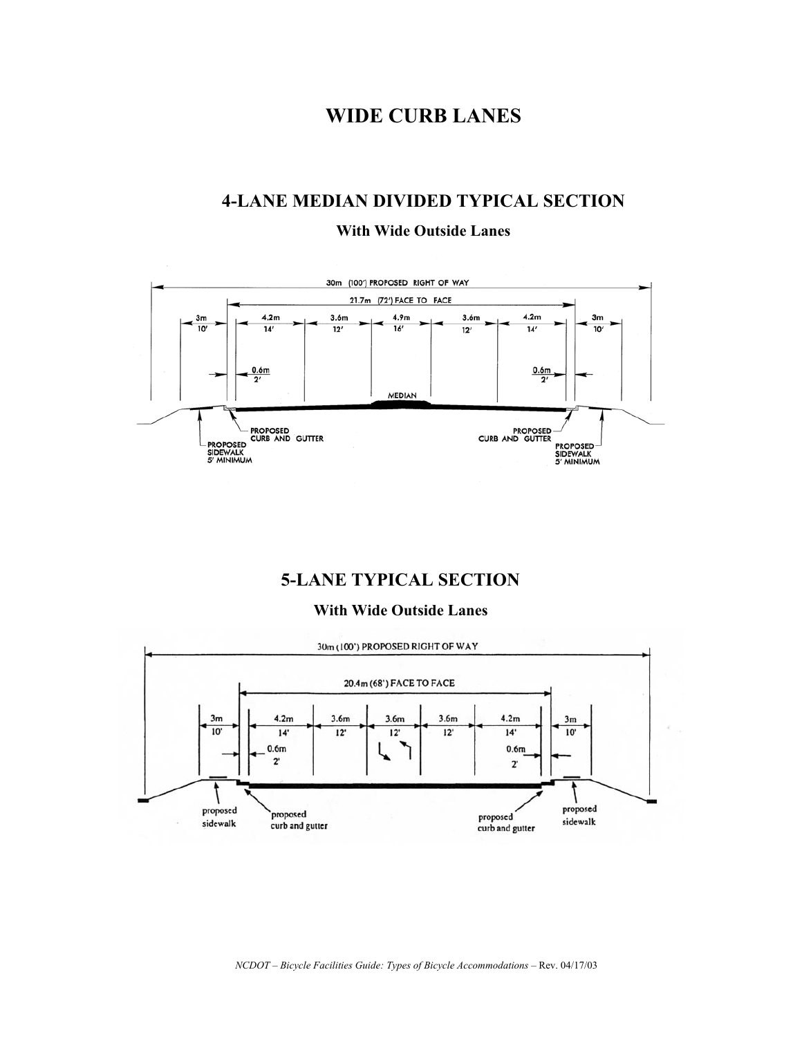# WIDE CURB LANES

## 4-LANE MEDIAN DIVIDED TYPICAL SECTION

**With Wide Outside Lanes**

30m (100') PROPOSED RIGHT OF WAY

21.7m (72') FACE TO FACE

3m 10'

4.2m 14'

3.6m 12'

4.9m 16'

3.6m 12'

4.2m 14'

3m 10'

0.6m 2'

0.6m 2'

MEDIAN

PROPOSED CURB AND GUTTER

PROPOSED CURB AND GUTTER

PROPOSED SIDEWALK 5' MINIMUM

PROPOSED SIDEWALK 5' MINIMUM

## 5-LANE TYPICAL SECTION

**With Wide Outside Lanes**

30m (100') PROPOSED RIGHT OF WAY

20.4m (68') FACE TO FACE

3m 10'

4.2m 14'

3.6m 12'

3.6m 12'

3.6m 12'

4.2m 14'

3m 10'

0.6m 2'

0.6m 2'

proposed sidewalk

proposed curb and gutter

proposed curb and gutter

proposed sidewalk